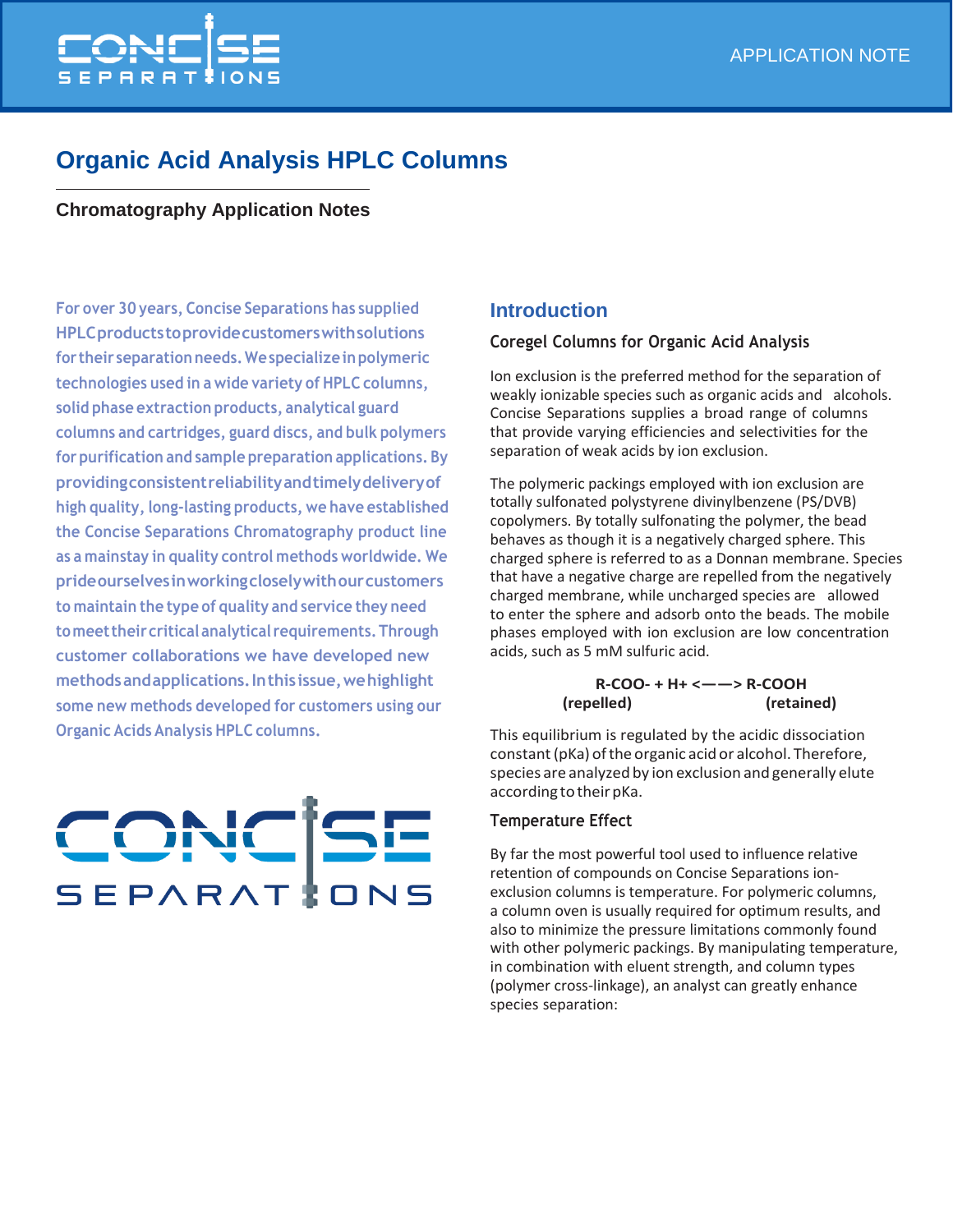APPLICATION NOTE

# Organic Acid Analysis HPLC Columns

### Chromatography Application Notes

For over 30 years, Concise Separations has supplied HPLC products to provide customers with solutions for their separation needs. We specialize in polymeric technologies used in a wide variety of HPLC columns, solid phase extraction products, analytical guard columns and cartridges, guard discs, and bulk polymers for purification and sample preparation applications. By providing consistent reliability and timely delivery of high quality, long-lasting products, we have established the Concise Separations Chromatography product line as a mainstay in quality control methods worldwide. We pride ourselves in working closely with our customers to maintain the type of quality and service they need to meet their critical analytical requirements. Through customer collaborations we have developed new methods and applications. In this issue, we highlight some new methods developed for customers using our Organic Acids Analysis HPLC columns.

## Introduction

### Coregel Columns for Organic Acid Analysis

Ion exclusion is the preferred method for the separation of weakly ionizable species such as organic acids and alcohols. Concise Separations supplies a broad range of columns that provide varying efficiencies and selectivities for the separation of weak acids by ion exclusion.

The polymeric packings employed with ion exclusion are totally sulfonated polystyrene divinylbenzene (PS/DVB) copolymers. By totally sulfonating the polymer, the bead behaves as though it is a negatively charged sphere. This charged sphere is referred to as a Donnan membrane. Species that have a negative charge are repelled from the negatively charged membrane, while uncharged species are allowed to enter the sphere and adsorb onto the beads. The mobile phases employed with ion exclusion are low concentration acids, such as 5 mM sulfuric acid.

$$\underset{\text{(repelled)}}{R\text{-}COO^- + H^+} \longleftrightarrow \underset{\text{(retained)}}{R\text{-}COOH}$$

This equilibrium is regulated by the acidic dissociation constant (pKa) of the organic acid or alcohol. Therefore, species are analyzed by ion exclusion and generally elute according to their pKa.

### Temperature Effect

By far the most powerful tool used to influence relative retention of compounds on Concise Separations ion-exclusion columns is temperature. For polymeric columns, a column oven is usually required for optimum results, and also to minimize the pressure limitations commonly found with other polymeric packings. By manipulating temperature, in combination with eluent strength, and column types (polymer cross-linkage), an analyst can greatly enhance species separation: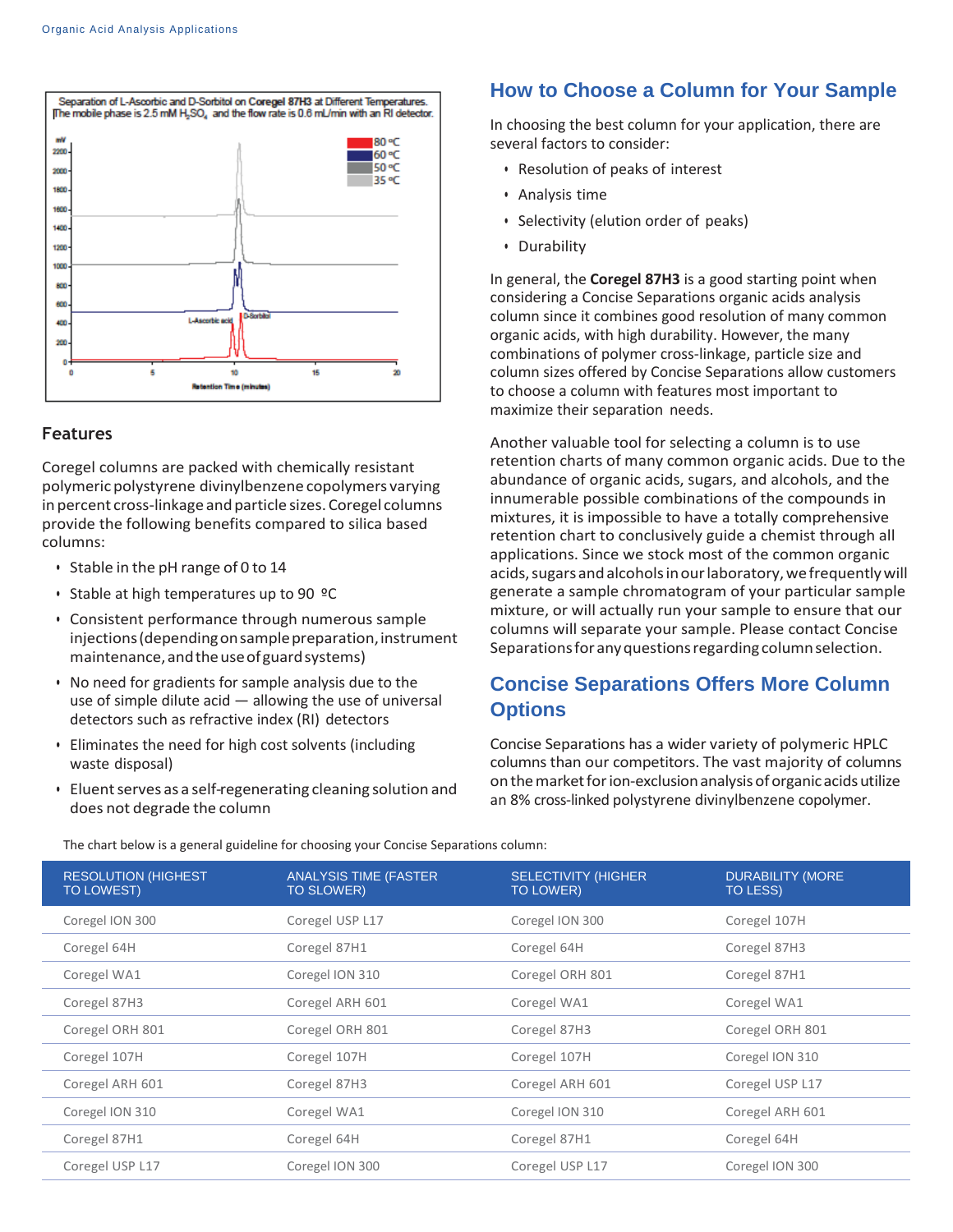Separation of L-Ascorbic and D-Sorbitol on Coregel 87H3 at Different Temperatures. The mobile phase is 2.5 mM $H_2SO_4$ and the flow rate is 0.6 mL/min with an RI detector.

## Features

Coregel columns are packed with chemically resistant polymeric polystyrene divinylbenzene copolymers varying in percent cross-linkage and particle sizes. Coregel columns provide the following benefits compared to silica based columns:

- Stable in the pH range of 0 to 14
- Stable at high temperatures up to 90 ºC
- Consistent performance through numerous sample injections (depending on sample preparation, instrument maintenance, and the use of guard systems)
- No need for gradients for sample analysis due to the use of simple dilute acid — allowing the use of universal detectors such as refractive index (RI) detectors
- Eliminates the need for high cost solvents (including waste disposal)
- Eluent serves as a self-regenerating cleaning solution and does not degrade the column

## How to Choose a Column for Your Sample

In choosing the best column for your application, there are several factors to consider:

- Resolution of peaks of interest
- Analysis time
- Selectivity (elution order of peaks)
- Durability

In general, the **Coregel 87H3** is a good starting point when considering a Concise Separations organic acids analysis column since it combines good resolution of many common organic acids, with high durability. However, the many combinations of polymer cross-linkage, particle size and column sizes offered by Concise Separations allow customers to choose a column with features most important to maximize their separation needs.

Another valuable tool for selecting a column is to use retention charts of many common organic acids. Due to the abundance of organic acids, sugars, and alcohols, and the innumerable possible combinations of the compounds in mixtures, it is impossible to have a totally comprehensive retention chart to conclusively guide a chemist through all applications. Since we stock most of the common organic acids, sugars and alcohols in our laboratory, we frequently will generate a sample chromatogram of your particular sample mixture, or will actually run your sample to ensure that our columns will separate your sample. Please contact Concise Separations for any questions regarding column selection.

## Concise Separations Offers More Column Options

Concise Separations has a wider variety of polymeric HPLC columns than our competitors. The vast majority of columns on the market for ion-exclusion analysis of organic acids utilize an 8% cross-linked polystyrene divinylbenzene copolymer.

The chart below is a general guideline for choosing your Concise Separations column:

| RESOLUTION (HIGHEST TO LOWEST) | ANALYSIS TIME (FASTER TO SLOWER) | SELECTIVITY (HIGHER TO LOWER) | DURABILITY (MORE TO LESS) |
|---|---|---|---|
| Coregel ION 300 | Coregel USP L17 | Coregel ION 300 | Coregel 107H |
| Coregel 64H | Coregel 87H1 | Coregel 64H | Coregel 87H3 |
| Coregel WA1 | Coregel ION 310 | Coregel ORH 801 | Coregel 87H1 |
| Coregel 87H3 | Coregel ARH 601 | Coregel WA1 | Coregel WA1 |
| Coregel ORH 801 | Coregel ORH 801 | Coregel 87H3 | Coregel ORH 801 |
| Coregel 107H | Coregel 107H | Coregel 107H | Coregel ION 310 |
| Coregel ARH 601 | Coregel 87H3 | Coregel ARH 601 | Coregel USP L17 |
| Coregel ION 310 | Coregel WA1 | Coregel ION 310 | Coregel ARH 601 |
| Coregel 87H1 | Coregel 64H | Coregel 87H1 | Coregel 64H |
| Coregel USP L17 | Coregel ION 300 | Coregel USP L17 | Coregel ION 300 |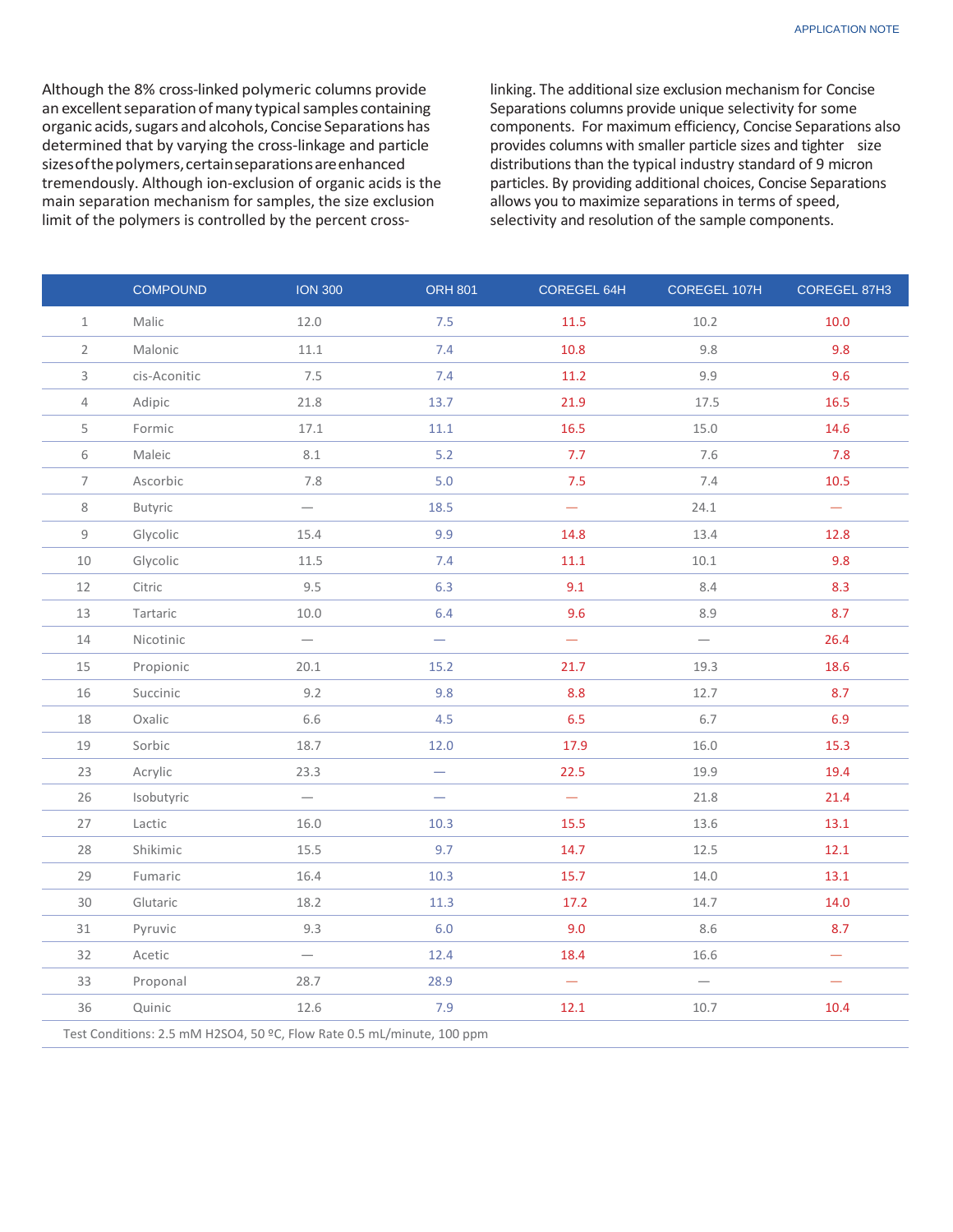Although the 8% cross-linked polymeric columns provide an excellent separation of many typical samples containing organic acids, sugars and alcohols, Concise Separations has determined that by varying the cross-linkage and particle sizes of the polymers, certain separations are enhanced tremendously. Although ion-exclusion of organic acids is the main separation mechanism for samples, the size exclusion limit of the polymers is controlled by the percent cross-linking. The additional size exclusion mechanism for Concise Separations columns provide unique selectivity for some components. For maximum efficiency, Concise Separations also provides columns with smaller particle sizes and tighter size distributions than the typical industry standard of 9 micron particles. By providing additional choices, Concise Separations allows you to maximize separations in terms of speed, selectivity and resolution of the sample components.

| | COMPOUND | ION 300 | ORH 801 | COREGEL 64H | COREGEL 107H | COREGEL 87H3 |
|---|---|---|---|---|---|---|
| 1 | Malic | 12.0 | 7.5 | 11.5 | 10.2 | 10.0 |
| 2 | Malonic | 11.1 | 7.4 | 10.8 | 9.8 | 9.8 |
| 3 | cis-Aconitic | 7.5 | 7.4 | 11.2 | 9.9 | 9.6 |
| 4 | Adipic | 21.8 | 13.7 | 21.9 | 17.5 | 16.5 |
| 5 | Formic | 17.1 | 11.1 | 16.5 | 15.0 | 14.6 |
| 6 | Maleic | 8.1 | 5.2 | 7.7 | 7.6 | 7.8 |
| 7 | Ascorbic | 7.8 | 5.0 | 7.5 | 7.4 | 10.5 |
| 8 | Butyric | — | 18.5 | — | 24.1 | — |
| 9 | Glycolic | 15.4 | 9.9 | 14.8 | 13.4 | 12.8 |
| 10 | Glycolic | 11.5 | 7.4 | 11.1 | 10.1 | 9.8 |
| 12 | Citric | 9.5 | 6.3 | 9.1 | 8.4 | 8.3 |
| 13 | Tartaric | 10.0 | 6.4 | 9.6 | 8.9 | 8.7 |
| 14 | Nicotinic | — | — | — | — | 26.4 |
| 15 | Propionic | 20.1 | 15.2 | 21.7 | 19.3 | 18.6 |
| 16 | Succinic | 9.2 | 9.8 | 8.8 | 12.7 | 8.7 |
| 18 | Oxalic | 6.6 | 4.5 | 6.5 | 6.7 | 6.9 |
| 19 | Sorbic | 18.7 | 12.0 | 17.9 | 16.0 | 15.3 |
| 23 | Acrylic | 23.3 | — | 22.5 | 19.9 | 19.4 |
| 26 | Isobutyric | — | — | — | 21.8 | 21.4 |
| 27 | Lactic | 16.0 | 10.3 | 15.5 | 13.6 | 13.1 |
| 28 | Shikimic | 15.5 | 9.7 | 14.7 | 12.5 | 12.1 |
| 29 | Fumaric | 16.4 | 10.3 | 15.7 | 14.0 | 13.1 |
| 30 | Glutaric | 18.2 | 11.3 | 17.2 | 14.7 | 14.0 |
| 31 | Pyruvic | 9.3 | 6.0 | 9.0 | 8.6 | 8.7 |
| 32 | Acetic | — | 12.4 | 18.4 | 16.6 | — |
| 33 | Proponal | 28.7 | 28.9 | — | — | — |
| 36 | Quinic | 12.6 | 7.9 | 12.1 | 10.7 | 10.4 |

Test Conditions: 2.5 mM $H_2SO_4$, 50 ºC, Flow Rate 0.5 mL/minute, 100 ppm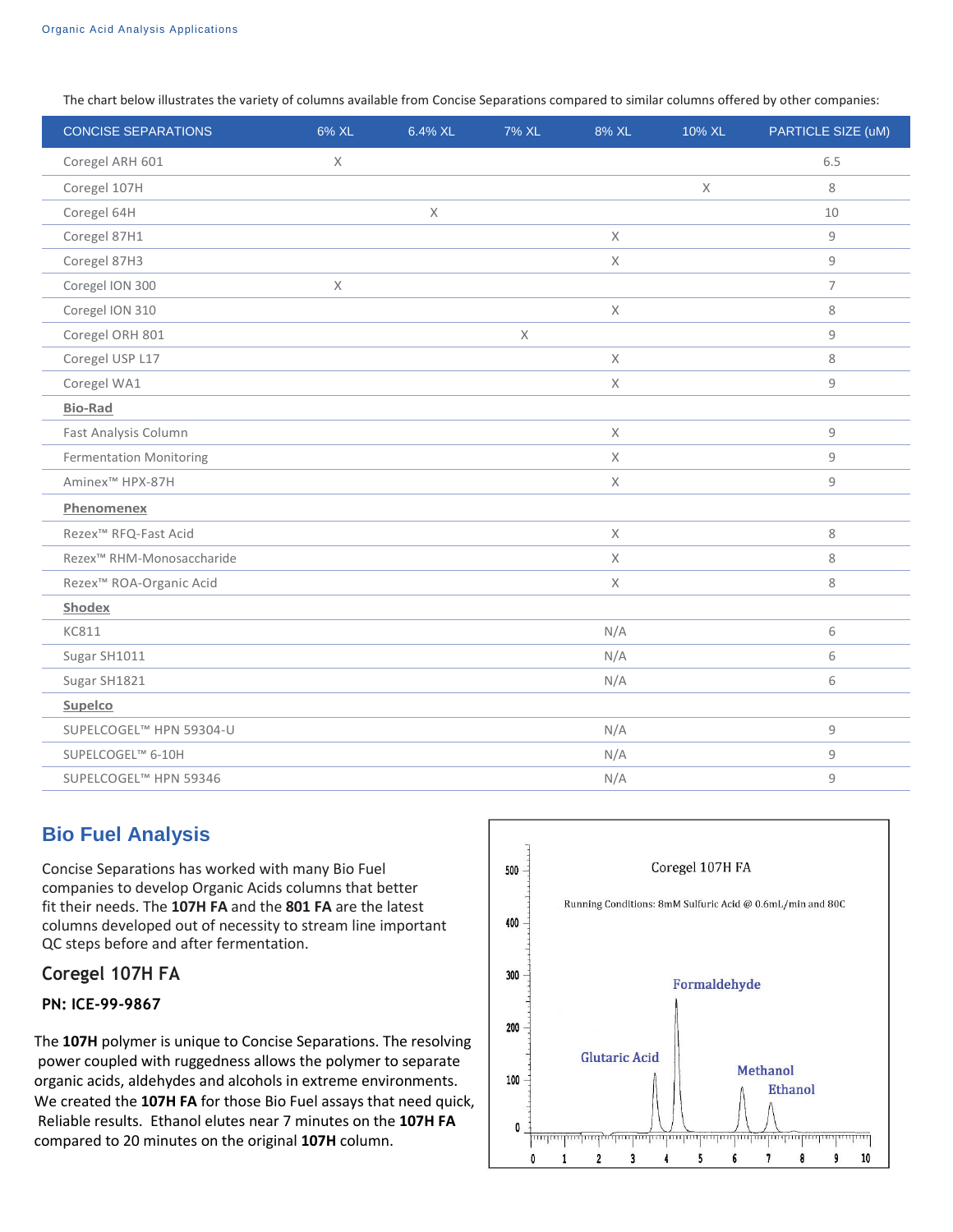The chart below illustrates the variety of columns available from Concise Separations compared to similar columns offered by other companies:

| CONCISE SEPARATIONS | 6% XL | 6.4% XL | 7% XL | 8% XL | 10% XL | PARTICLE SIZE (uM) |
|---|---|---|---|---|---|---|
| Coregel ARH 601 | X | | | | | 6.5 |
| Coregel 107H | | | | | X | 8 |
| Coregel 64H | | X | | | | 10 |
| Coregel 87H1 | | | | X | | 9 |
| Coregel 87H3 | | | | X | | 9 |
| Coregel ION 300 | X | | | | | 7 |
| Coregel ION 310 | | | | X | | 8 |
| Coregel ORH 801 | | | X | | | 9 |
| Coregel USP L17 | | | | X | | 8 |
| Coregel WA1 | | | | X | | 9 |
| **Bio-Rad** | | | | | | |
| Fast Analysis Column | | | | X | | 9 |
| Fermentation Monitoring | | | | X | | 9 |
| Aminex™ HPX-87H | | | | X | | 9 |
| **Phenomenex** | | | | | | |
| Rezex™ RFQ-Fast Acid | | | | X | | 8 |
| Rezex™ RHM-Monosaccharide | | | | X | | 8 |
| Rezex™ ROA-Organic Acid | | | | X | | 8 |
| **Shodex** | | | | | | |
| KC811 | | | | N/A | | 6 |
| Sugar SH1011 | | | | N/A | | 6 |
| Sugar SH1821 | | | | N/A | | 6 |
| **Supelco** | | | | | | |
| SUPELCOGEL™ HPN 59304-U | | | | N/A | | 9 |
| SUPELCOGEL™ 6-10H | | | | N/A | | 9 |
| SUPELCOGEL™ HPN 59346 | | | | N/A | | 9 |

## Bio Fuel Analysis

Concise Separations has worked with many Bio Fuel companies to develop Organic Acids columns that better fit their needs. The **107H FA** and the **801 FA** are the latest columns developed out of necessity to stream line important QC steps before and after fermentation.

### Coregel 107H FA

**PN: ICE-99-9867**

The **107H** polymer is unique to Concise Separations. The resolving power coupled with ruggedness allows the polymer to separate organic acids, aldehydes and alcohols in extreme environments. We created the **107H FA** for those Bio Fuel assays that need quick, Reliable results. Ethanol elutes near 7 minutes on the **107H FA** compared to 20 minutes on the original **107H** column.

Coregel 107H FA

Running Conditions: 8mM Sulfuric Acid @ 0.6mL/min and 80C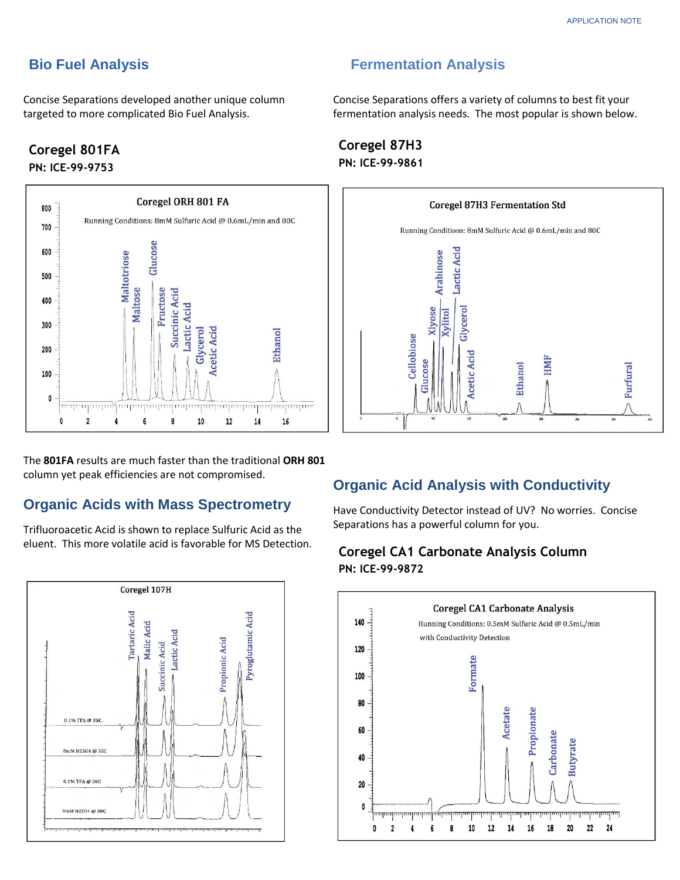## Bio Fuel Analysis

Concise Separations developed another unique column targeted to more complicated Bio Fuel Analysis.

### Coregel 801FA

**PN: ICE-99-9753**

Coregel ORH 801 FA

Running Conditions: 8mM Sulfuric Acid @ 0.6mL/min and 80C

Peaks: Maltotriose, Maltose, Glucose, Fructose, Succinic Acid, Lactic Acid, Glycerol, Acetic Acid, Ethanol

The **801FA** results are much faster than the traditional **ORH 801** column yet peak efficiencies are not compromised.

## Organic Acids with Mass Spectrometry

Trifluoroacetic Acid is shown to replace Sulfuric Acid as the eluent. This more volatile acid is favorable for MS Detection.

Coregel 107H

Peaks: Tartaric Acid, Malic Acid, Succinic Acid, Lactic Acid, Propionic Acid, Pyroglutamic Acid

Traces: 0.1% TFA @ 35C; 8mM H2SO4 @ 35C; 0.1% TFA @ 30C; 8mM H2SO4 @ 30C

## Fermentation Analysis

Concise Separations offers a variety of columns to best fit your fermentation analysis needs. The most popular is shown below.

### Coregel 87H3

**PN: ICE-99-9861**

Coregel 87H3 Fermentation Std

Running Conditions: 8mM Sulfuric Acid @ 0.6mL/min and 80C

Peaks: Cellobiose, Glucose, Xlyose, Arabinose, Xylitol, Lactic Acid, Glycerol, Acetic Acid, Ethanol, HMF, Furfural

## Organic Acid Analysis with Conductivity

Have Conductivity Detector instead of UV? No worries. Concise Separations has a powerful column for you.

### Coregel CA1 Carbonate Analysis Column

**PN: ICE-99-9872**

Coregel CA1 Carbonate Analysis

Running Conditions: 0.5mM Sulfuric Acid @ 0.5mL/min with Conductivity Detection

Peaks: Formate, Acetate, Propionate, Carbonate, Butyrate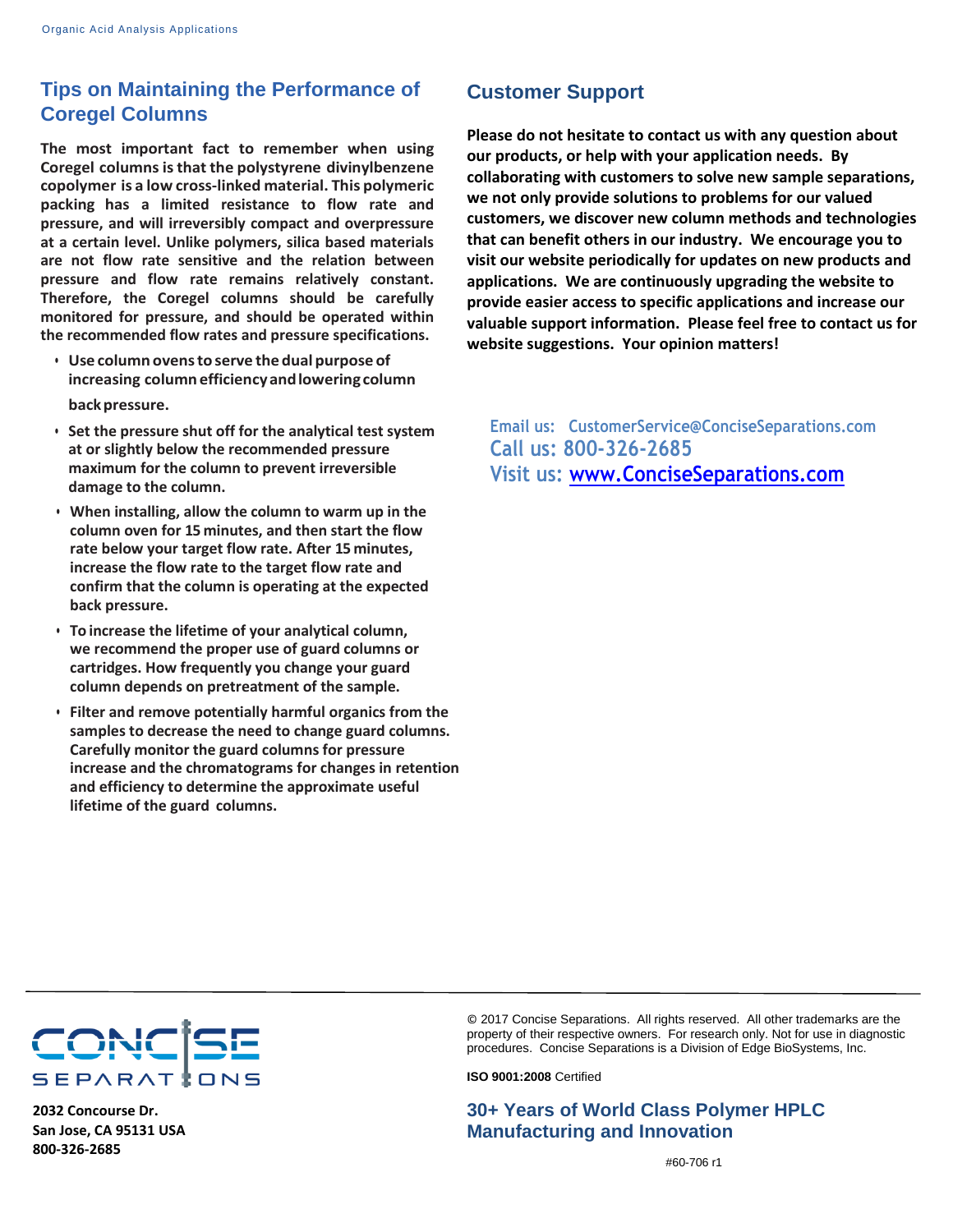## Tips on Maintaining the Performance of Coregel Columns

**The most important fact to remember when using Coregel columns is that the polystyrene divinylbenzene copolymer is a low cross-linked material. This polymeric packing has a limited resistance to flow rate and pressure, and will irreversibly compact and overpressure at a certain level. Unlike polymers, silica based materials are not flow rate sensitive and the relation between pressure and flow rate remains relatively constant. Therefore, the Coregel columns should be carefully monitored for pressure, and should be operated within the recommended flow rates and pressure specifications.**

- **Use column ovens to serve the dual purpose of increasing column efficiency and lowering column back pressure.**
- **Set the pressure shut off for the analytical test system at or slightly below the recommended pressure maximum for the column to prevent irreversible damage to the column.**
- **When installing, allow the column to warm up in the column oven for 15 minutes, and then start the flow rate below your target flow rate. After 15 minutes, increase the flow rate to the target flow rate and confirm that the column is operating at the expected back pressure.**
- **To increase the lifetime of your analytical column, we recommend the proper use of guard columns or cartridges. How frequently you change your guard column depends on pretreatment of the sample.**
- **Filter and remove potentially harmful organics from the samples to decrease the need to change guard columns. Carefully monitor the guard columns for pressure increase and the chromatograms for changes in retention and efficiency to determine the approximate useful lifetime of the guard columns.**

## Customer Support

**Please do not hesitate to contact us with any question about our products, or help with your application needs. By collaborating with customers to solve new sample separations, we not only provide solutions to problems for our valued customers, we discover new column methods and technologies that can benefit others in our industry. We encourage you to visit our website periodically for updates on new products and applications. We are continuously upgrading the website to provide easier access to specific applications and increase our valuable support information. Please feel free to contact us for website suggestions. Your opinion matters!**

Email us: CustomerService@ConciseSeparations.com
Call us: 800-326-2685
Visit us: www.ConciseSeparations.com

CONCISE SEPARATIONS

**2032 Concourse Dr.**
**San Jose, CA 95131 USA**
**800-326-2685**

© 2017 Concise Separations. All rights reserved. All other trademarks are the property of their respective owners. For research only. Not for use in diagnostic procedures. Concise Separations is a Division of Edge BioSystems, Inc.

**ISO 9001:2008** Certified

**30+ Years of World Class Polymer HPLC Manufacturing and Innovation**

#60-706 r1